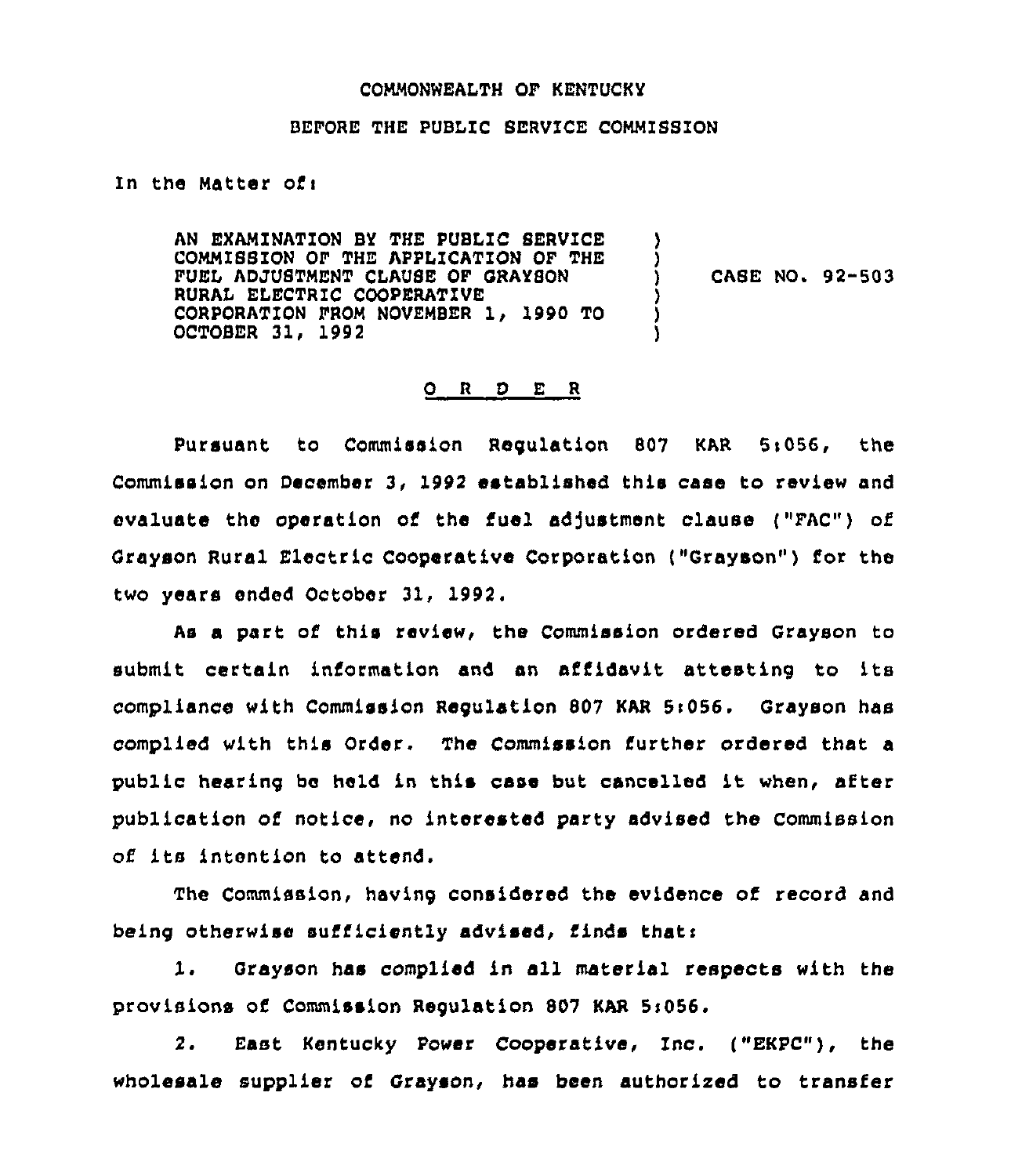COMMONWEALTH OF KENTUCKY

BEFORE THE PUBLIC SERVICE COMMISSION

In the Matter of:

AN EXAMINATION BY THE PUBLIC SERVICE COMMISSION OF THE APPLICATION OF THE FUEL ADJUSTMENT CLAUSE OF GRAYSON RURAL ELECTRIC COOPERATIVE CORPORATION FROM NOVEMBER 1, 1990 TO OCTOBER 31, 1992 ) CASE NO. 92-503

O R D E R

Pursuant to Commission Regulation 807 KAR 5:056, the Commission on December 3, 1992 established this case to review and evaluate the operation of the fuel adjustment clause ("FAC") of Grayson Rural Electric Cooperative Corporation ("Grayson") for the two years ended October 31, 1992.

As a part of this review, the Commission ordered Grayson to submit certain information and an affidavit attesting to its compliance with Commission Regulation 807 KAR 5:056. Grayson has complied with this Order. The Commission further ordered that a public hearing be held in this case but cancelled it when, after publication of notice, no interested party advised the Commission of its intention to attend.

The Commission, having considered the evidence of record and being otherwise sufficiently advised, finds that:

1. Grayson has complied in all material respects with the provisions of Commission Regulation 807 KAR 5:056.

2. East Kentucky Power Cooperative, Inc. ("EKPC"), the wholesale supplier of Grayson, has been authorized to transfer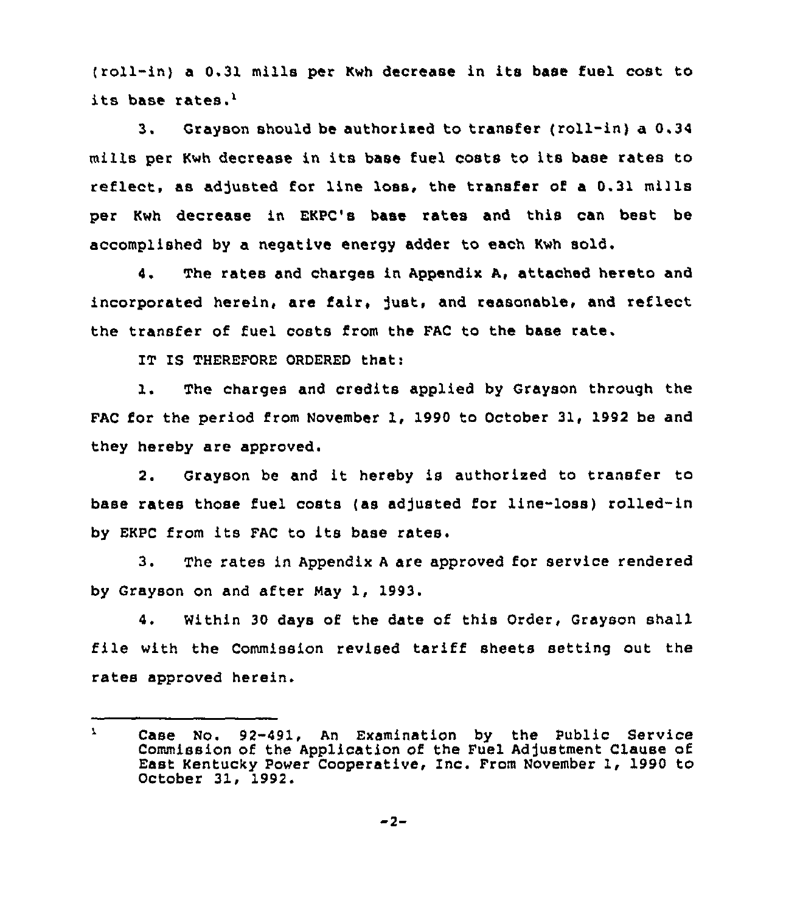(roll-in) a 0.31 mills per Kwh decrease in its base fuel cost to its base rates.[1]

3. Grayson should be authorized to transfer (roll-in) a 0.34 mills per Kwh decrease in its base fuel costs to its base rates to reflect, as adjusted for line loss, the transfer of a 0.31 mills per Kwh decrease in EKPC's base rates and this can best be accomplished by a negative energy adder to each Kwh sold.

4. The rates and charges in Appendix A, attached hereto and incorporated herein, are fair, just, and reasonable, and reflect the transfer of fuel costs from the FAC to the base rate.

IT IS THEREFORE ORDERED that:

1. The charges and credits applied by Grayson through the FAC for the period from November 1, 1990 to October 31, 1992 be and they hereby are approved.

2. Grayson be and it hereby is authorized to transfer to base rates those fuel costs (as adjusted for line-loss) rolled-in by EKPC from its FAC to its base rates.

3. The rates in Appendix A are approved for service rendered by Grayson on and after May 1, 1993.

4. Within 30 days of the date of this Order, Grayson shall file with the Commission revised tariff sheets setting out the rates approved herein.

---

[1] Case No. 92-491, An Examination by the Public Service Commission of the Application of the Fuel Adjustment Clause of East Kentucky Power Cooperative, Inc. From November 1, 1990 to October 31, 1992.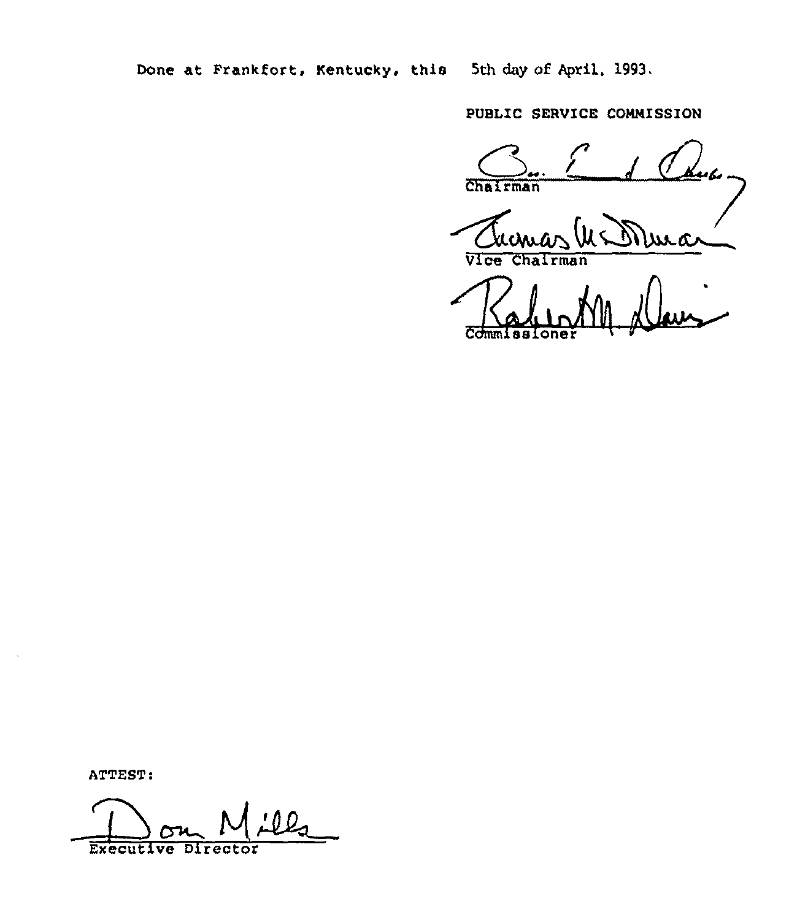Done at Frankfort, Kentucky, this 5th day of April, 1993.

PUBLIC SERVICE COMMISSION

Chairman

Vice Chairman

Commissioner

ATTEST:

Executive Director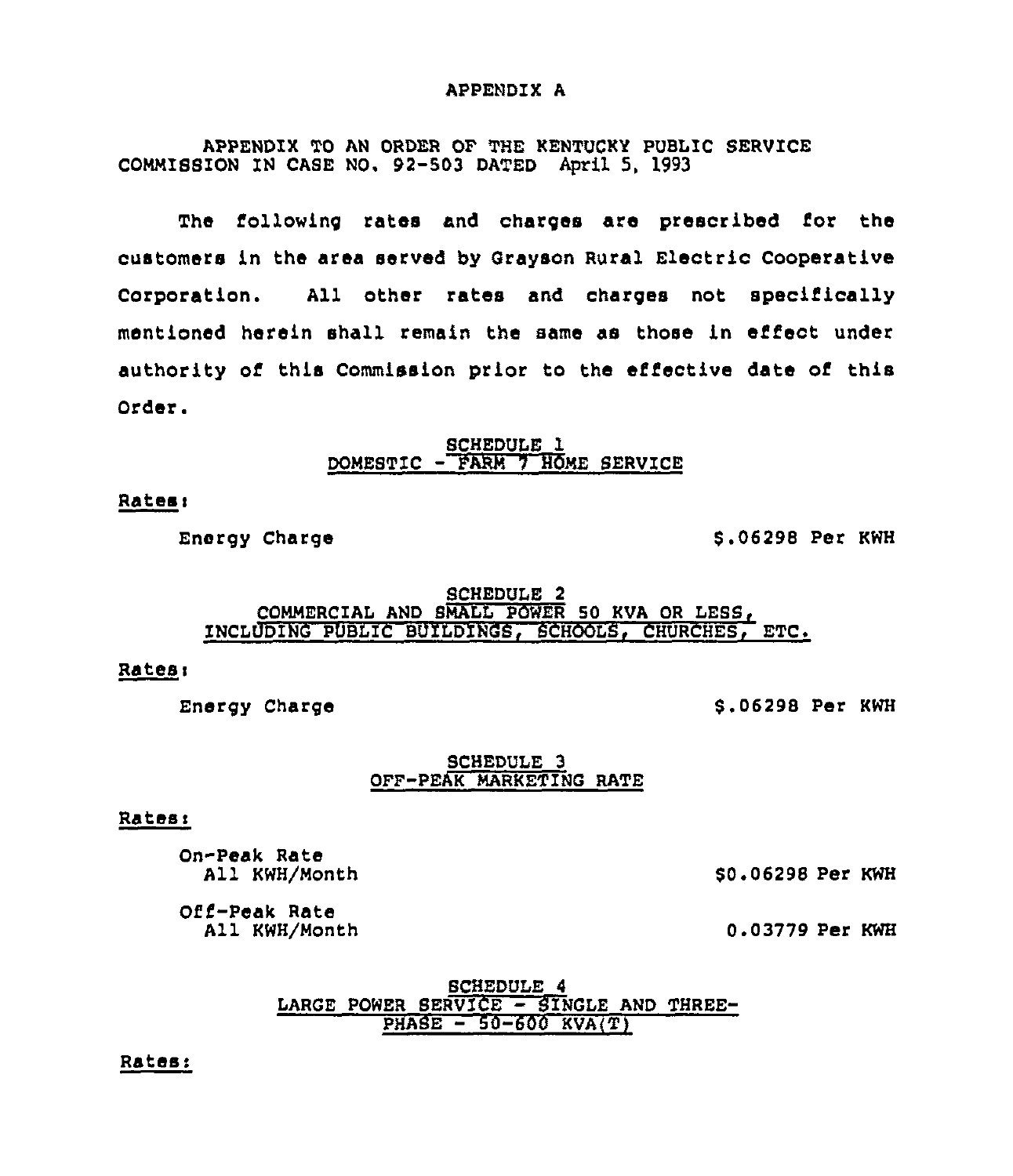APPENDIX A

APPENDIX TO AN ORDER OF THE KENTUCKY PUBLIC SERVICE COMMISSION IN CASE NO. 92-503 DATED April 5, 1993

The following rates and charges are prescribed for the customers in the area served by Grayson Rural Electric Cooperative Corporation. All other rates and charges not specifically mentioned herein shall remain the same as those in effect under authority of this Commission prior to the effective date of this Order.

SCHEDULE 1
DOMESTIC - FARM 7 HOME SERVICE

Rates:

| | |
|---|---|
| Energy Charge | $.06298 Per KWH |

SCHEDULE 2
COMMERCIAL AND SMALL POWER 50 KVA OR LESS, INCLUDING PUBLIC BUILDINGS, SCHOOLS, CHURCHES, ETC.

Rates:

| | |
|---|---|
| Energy Charge | $.06298 Per KWH |

SCHEDULE 3
OFF-PEAK MARKETING RATE

Rates:

| | |
|---|---|
| On-Peak Rate<br>All KWH/Month | $0.06298 Per KWH |
| Off-Peak Rate<br>All KWH/Month | 0.03779 Per KWH |

SCHEDULE 4
LARGE POWER SERVICE - SINGLE AND THREE-PHASE - 50-600 KVA(T)

Rates: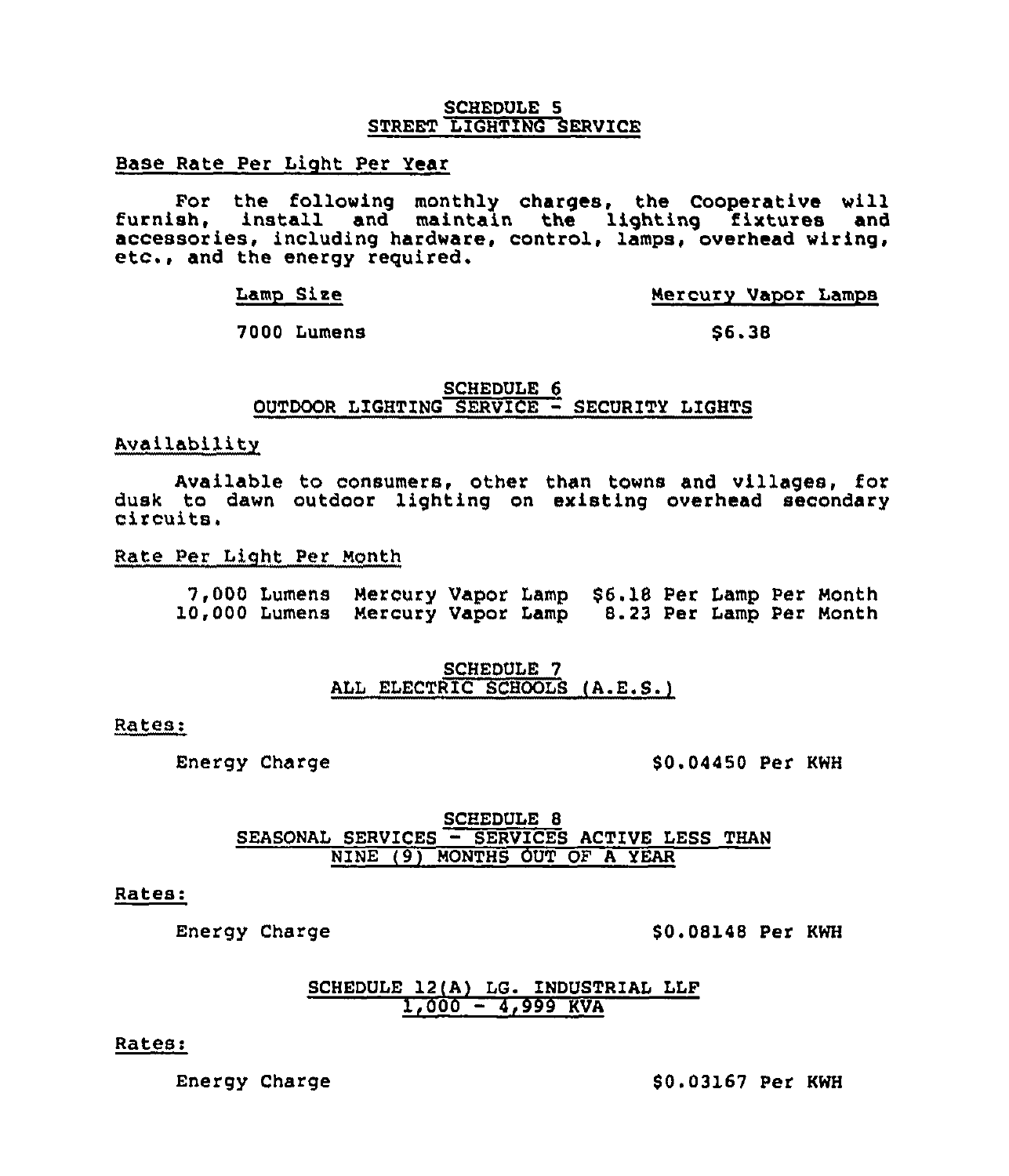## SCHEDULE 5
## STREET LIGHTING SERVICE

Base Rate Per Light Per Year

For the following monthly charges, the Cooperative will furnish, install and maintain the lighting fixtures and accessories, including hardware, control, lamps, overhead wiring, etc., and the energy required.

| Lamp Size | Mercury Vapor Lamps |
|---|---|
| 7000 Lumens | $6.38 |

## SCHEDULE 6
## OUTDOOR LIGHTING SERVICE - SECURITY LIGHTS

Availability

Available to consumers, other than towns and villages, for dusk to dawn outdoor lighting on existing overhead secondary circuits.

Rate Per Light Per Month

| | | |
|---|---|---|
| 7,000 Lumens | Mercury Vapor Lamp | $6.18 Per Lamp Per Month |
| 10,000 Lumens | Mercury Vapor Lamp | 8.23 Per Lamp Per Month |

## SCHEDULE 7
## ALL ELECTRIC SCHOOLS (A.E.S.)

Rates:

Energy Charge $0.04450 Per KWH

## SCHEDULE 8
## SEASONAL SERVICES - SERVICES ACTIVE LESS THAN NINE (9) MONTHS OUT OF A YEAR

Rates:

Energy Charge $0.08148 Per KWH

## SCHEDULE 12(A) LG. INDUSTRIAL LLF
## 1,000 - 4,999 KVA

Rates:

Energy Charge $0.03167 Per KWH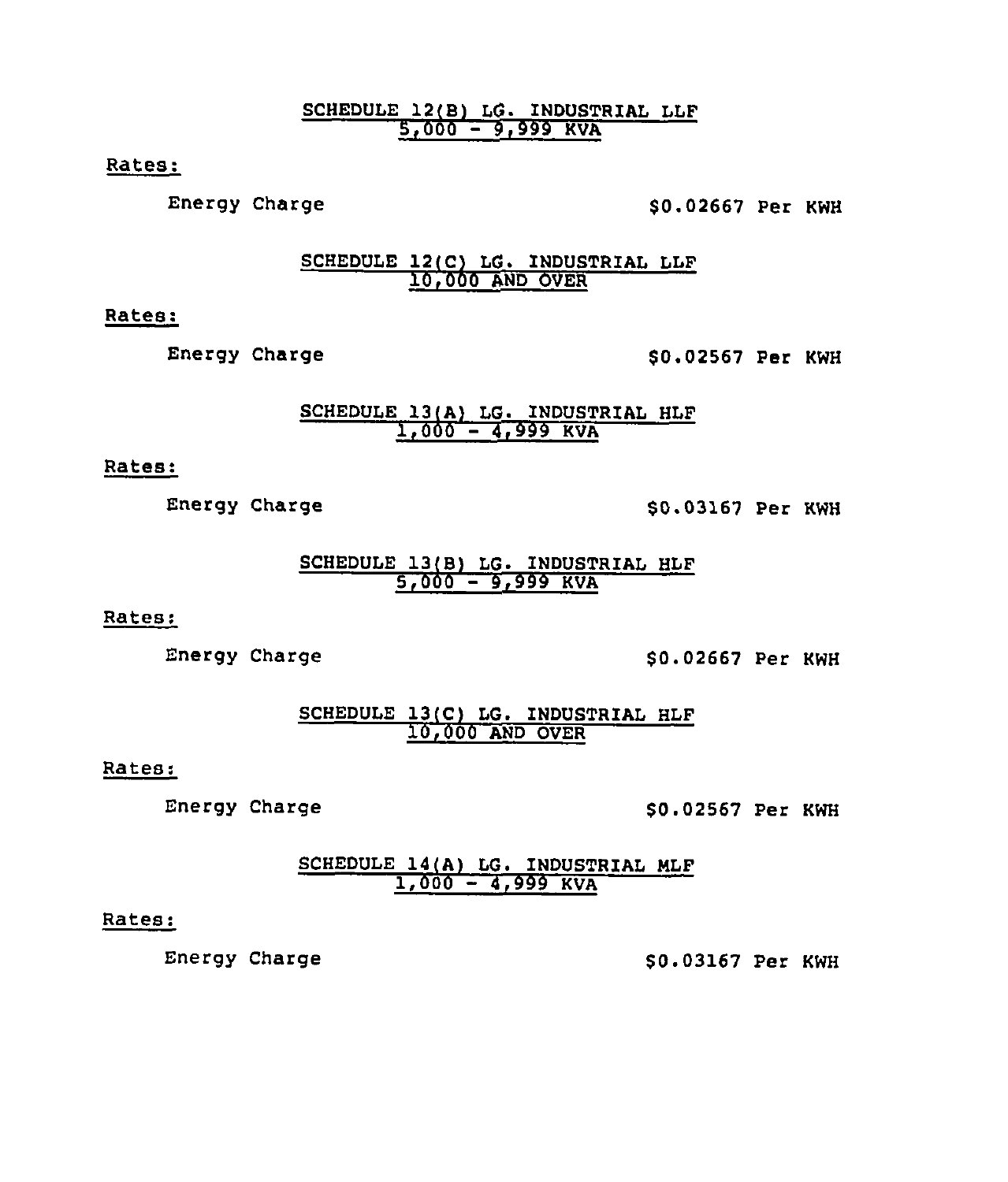### SCHEDULE 12(B) LG. INDUSTRIAL LLF 5,000 - 9,999 KVA

Rates:

Energy Charge $0.02667 Per KWH

### SCHEDULE 12(C) LG. INDUSTRIAL LLF 10,000 AND OVER

Rates:

Energy Charge $0.02567 Per KWH

### SCHEDULE 13(A) LG. INDUSTRIAL HLF 1,000 - 4,999 KVA

Rates:

Energy Charge $0.03167 Per KWH

### SCHEDULE 13(B) LG. INDUSTRIAL HLF 5,000 - 9,999 KVA

Rates:

Energy Charge $0.02667 Per KWH

### SCHEDULE 13(C) LG. INDUSTRIAL HLF 10,000 AND OVER

Rates:

Energy Charge $0.02567 Per KWH

### SCHEDULE 14(A) LG. INDUSTRIAL MLF 1,000 - 4,999 KVA

Rates:

Energy Charge $0.03167 Per KWH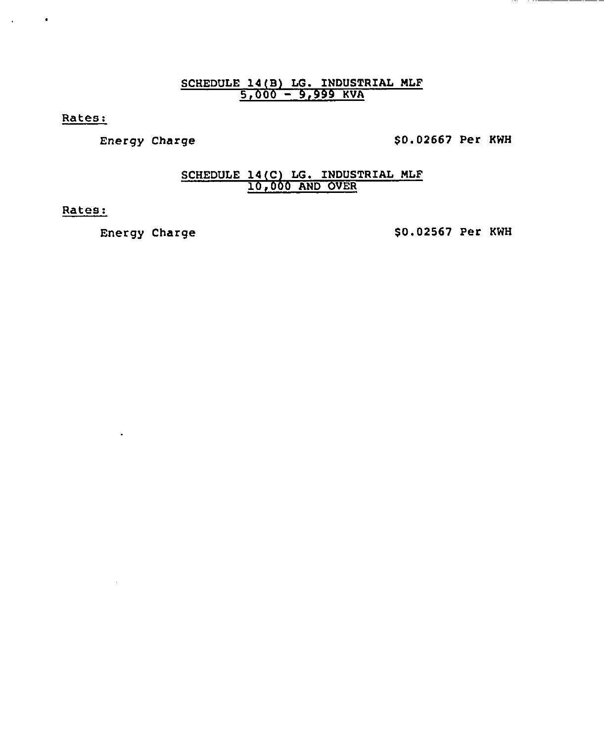## SCHEDULE 14(B) LG. INDUSTRIAL MLF
## 5,000 - 9,999 KVA

Rates:

| | |
|---|---|
| *Energy Charge* | $0.02667 Per KWH |

## SCHEDULE 14(C) LG. INDUSTRIAL MLF
## 10,000 AND OVER

Rates:

| | |
|---|---|
| Energy Charge | $0.02567 Per KWH |